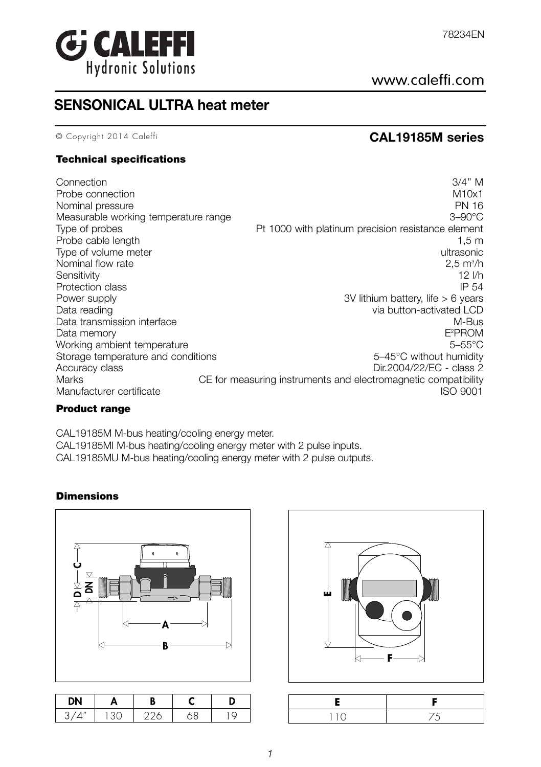78234EN

# CALEFFI Hydronic Solutions

www.caleffi.com

## SENSONICAL ULTRA heat meter

© Copyright 2014 Caleffi

**CAL19185M series**

### Technical specifications

| | |
|---|---|
| Connection | 3/4" M |
| Probe connection | M10x1 |
| Nominal pressure | PN 16 |
| Measurable working temperature range | 3–90°C |
| Type of probes | Pt 1000 with platinum precision resistance element |
| Probe cable length | 1,5 m |
| Type of volume meter | ultrasonic |
| Nominal flow rate | 2,5 $m^3$/h |
| Sensitivity | 12 l/h |
| Protection class | IP 54 |
| Power supply | 3V lithium battery, life > 6 years |
| Data reading | via button-activated LCD |
| Data transmission interface | M-Bus |
| Data memory | $E^2$PROM |
| Working ambient temperature | 5–55°C |
| Storage temperature and conditions | 5–45°C without humidity |
| Accuracy class | Dir.2004/22/EC - class 2 |
| Marks | CE for measuring instruments and electromagnetic compatibility |
| Manufacturer certificate | ISO 9001 |

### Product range

CAL19185M M-bus heating/cooling energy meter.
CAL19185MI M-bus heating/cooling energy meter with 2 pulse inputs.
CAL19185MU M-bus heating/cooling energy meter with 2 pulse outputs.

### Dimensions

| DN | A | B | C | D |
|---|---|---|---|---|
| 3/4" | 130 | 226 | 68 | 19 |

| E | F |
|---|---|
| 110 | 75 |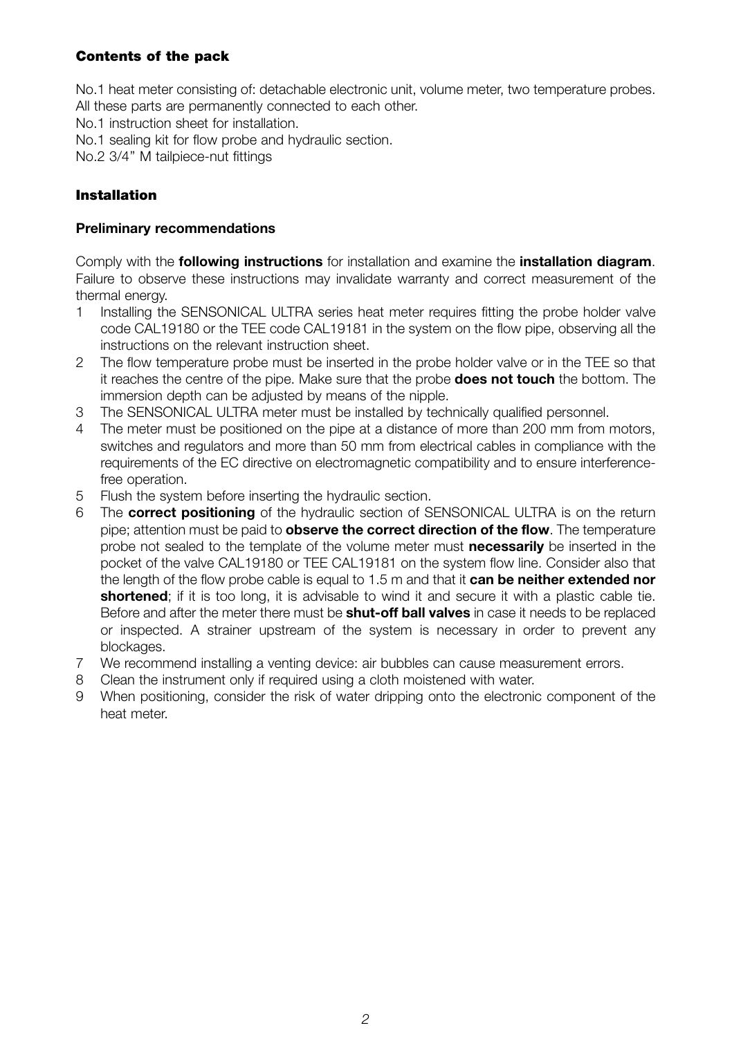## Contents of the pack

No.1 heat meter consisting of: detachable electronic unit, volume meter, two temperature probes. All these parts are permanently connected to each other.
No.1 instruction sheet for installation.
No.1 sealing kit for flow probe and hydraulic section.
No.2 3/4" M tailpiece-nut fittings

## Installation

### Preliminary recommendations

Comply with the **following instructions** for installation and examine the **installation diagram**. Failure to observe these instructions may invalidate warranty and correct measurement of the thermal energy.

1. Installing the SENSONICAL ULTRA series heat meter requires fitting the probe holder valve code CAL19180 or the TEE code CAL19181 in the system on the flow pipe, observing all the instructions on the relevant instruction sheet.
2. The flow temperature probe must be inserted in the probe holder valve or in the TEE so that it reaches the centre of the pipe. Make sure that the probe **does not touch** the bottom. The immersion depth can be adjusted by means of the nipple.
3. The SENSONICAL ULTRA meter must be installed by technically qualified personnel.
4. The meter must be positioned on the pipe at a distance of more than 200 mm from motors, switches and regulators and more than 50 mm from electrical cables in compliance with the requirements of the EC directive on electromagnetic compatibility and to ensure interference-free operation.
5. Flush the system before inserting the hydraulic section.
6. The **correct positioning** of the hydraulic section of SENSONICAL ULTRA is on the return pipe; attention must be paid to **observe the correct direction of the flow**. The temperature probe not sealed to the template of the volume meter must **necessarily** be inserted in the pocket of the valve CAL19180 or TEE CAL19181 on the system flow line. Consider also that the length of the flow probe cable is equal to 1.5 m and that it **can be neither extended nor shortened**; if it is too long, it is advisable to wind it and secure it with a plastic cable tie. Before and after the meter there must be **shut-off ball valves** in case it needs to be replaced or inspected. A strainer upstream of the system is necessary in order to prevent any blockages.
7. We recommend installing a venting device: air bubbles can cause measurement errors.
8. Clean the instrument only if required using a cloth moistened with water.
9. When positioning, consider the risk of water dripping onto the electronic component of the heat meter.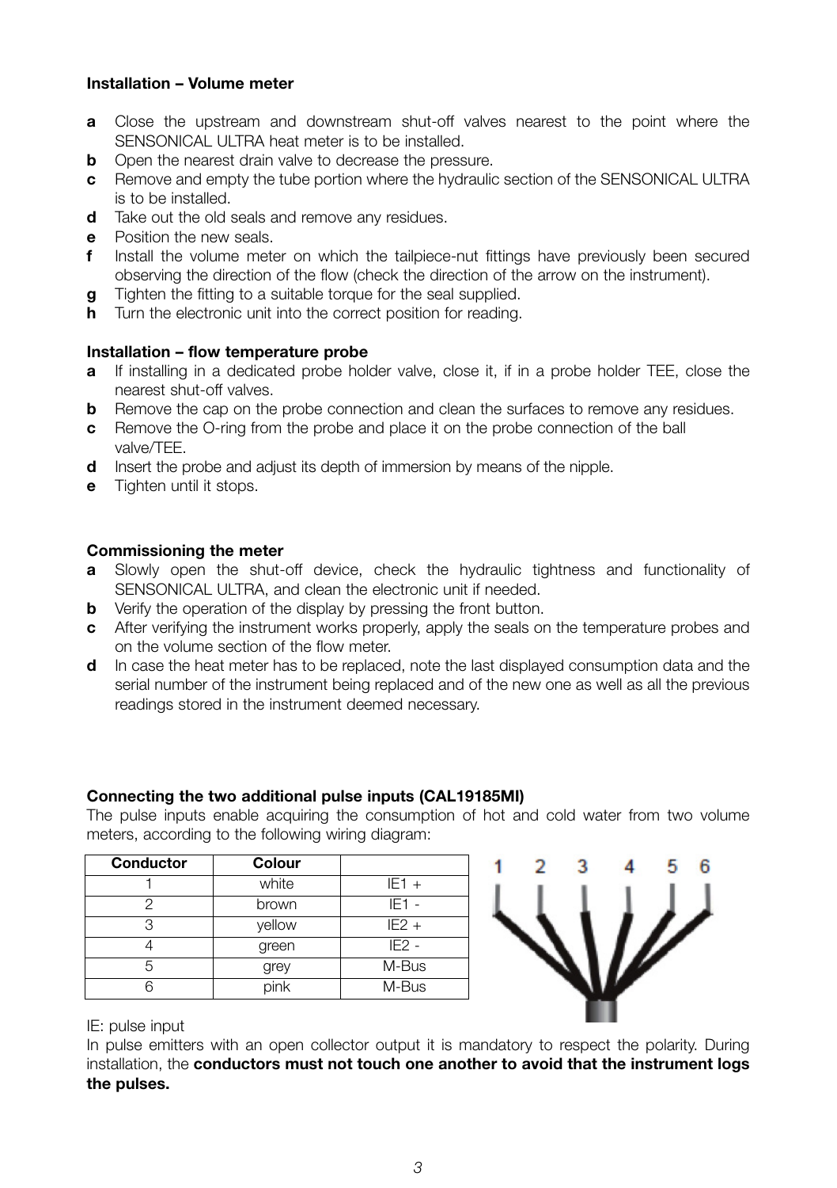**Installation – Volume meter**

- **a** Close the upstream and downstream shut-off valves nearest to the point where the SENSONICAL ULTRA heat meter is to be installed.
- **b** Open the nearest drain valve to decrease the pressure.
- **c** Remove and empty the tube portion where the hydraulic section of the SENSONICAL ULTRA is to be installed.
- **d** Take out the old seals and remove any residues.
- **e** Position the new seals.
- **f** Install the volume meter on which the tailpiece-nut fittings have previously been secured observing the direction of the flow (check the direction of the arrow on the instrument).
- **g** Tighten the fitting to a suitable torque for the seal supplied.
- **h** Turn the electronic unit into the correct position for reading.

**Installation – flow temperature probe**

- **a** If installing in a dedicated probe holder valve, close it, if in a probe holder TEE, close the nearest shut-off valves.
- **b** Remove the cap on the probe connection and clean the surfaces to remove any residues.
- **c** Remove the O-ring from the probe and place it on the probe connection of the ball valve/TEE.
- **d** Insert the probe and adjust its depth of immersion by means of the nipple.
- **e** Tighten until it stops.

**Commissioning the meter**

- **a** Slowly open the shut-off device, check the hydraulic tightness and functionality of SENSONICAL ULTRA, and clean the electronic unit if needed.
- **b** Verify the operation of the display by pressing the front button.
- **c** After verifying the instrument works properly, apply the seals on the temperature probes and on the volume section of the flow meter.
- **d** In case the heat meter has to be replaced, note the last displayed consumption data and the serial number of the instrument being replaced and of the new one as well as all the previous readings stored in the instrument deemed necessary.

**Connecting the two additional pulse inputs (CAL19185MI)**

The pulse inputs enable acquiring the consumption of hot and cold water from two volume meters, according to the following wiring diagram:

| Conductor | Colour | |
|---|---|---|
| 1 | white | IE1 + |
| 2 | brown | IE1 - |
| 3 | yellow | IE2 + |
| 4 | green | IE2 - |
| 5 | grey | M-Bus |
| 6 | pink | M-Bus |

1 2 3 4 5 6

IE: pulse input

In pulse emitters with an open collector output it is mandatory to respect the polarity. During installation, the **conductors must not touch one another to avoid that the instrument logs the pulses.**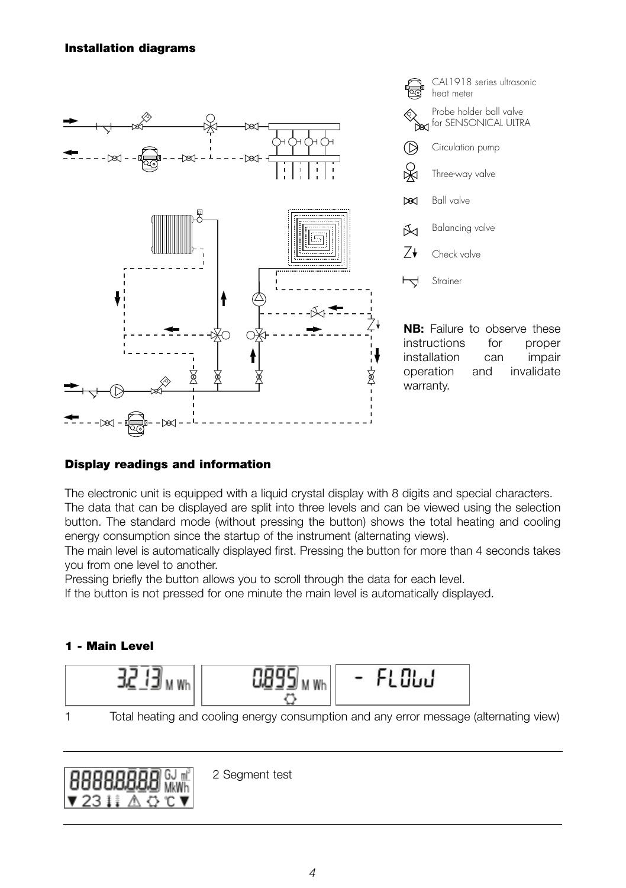## Installation diagrams

CAL1918 series ultrasonic heat meter

Probe holder ball valve for SENSONICAL ULTRA

Circulation pump

Three-way valve

Ball valve

Balancing valve

Check valve

Strainer

**NB:** Failure to observe these instructions for proper installation can impair operation and invalidate warranty.

## Display readings and information

The electronic unit is equipped with a liquid crystal display with 8 digits and special characters.
The data that can be displayed are split into three levels and can be viewed using the selection button. The standard mode (without pressing the button) shows the total heating and cooling energy consumption since the startup of the instrument (alternating views).
The main level is automatically displayed first. Pressing the button for more than 4 seconds takes you from one level to another.
Pressing briefly the button allows you to scroll through the data for each level.
If the button is not pressed for one minute the main level is automatically displayed.

### 1 - Main Level

3.2 13 MWh | 0.895 MWh | - FLOW

1 Total heating and cooling energy consumption and any error message (alternating view)

88888888 GJ m³ MkWh ▼ 23 ⚠ °C ▼

2 Segment test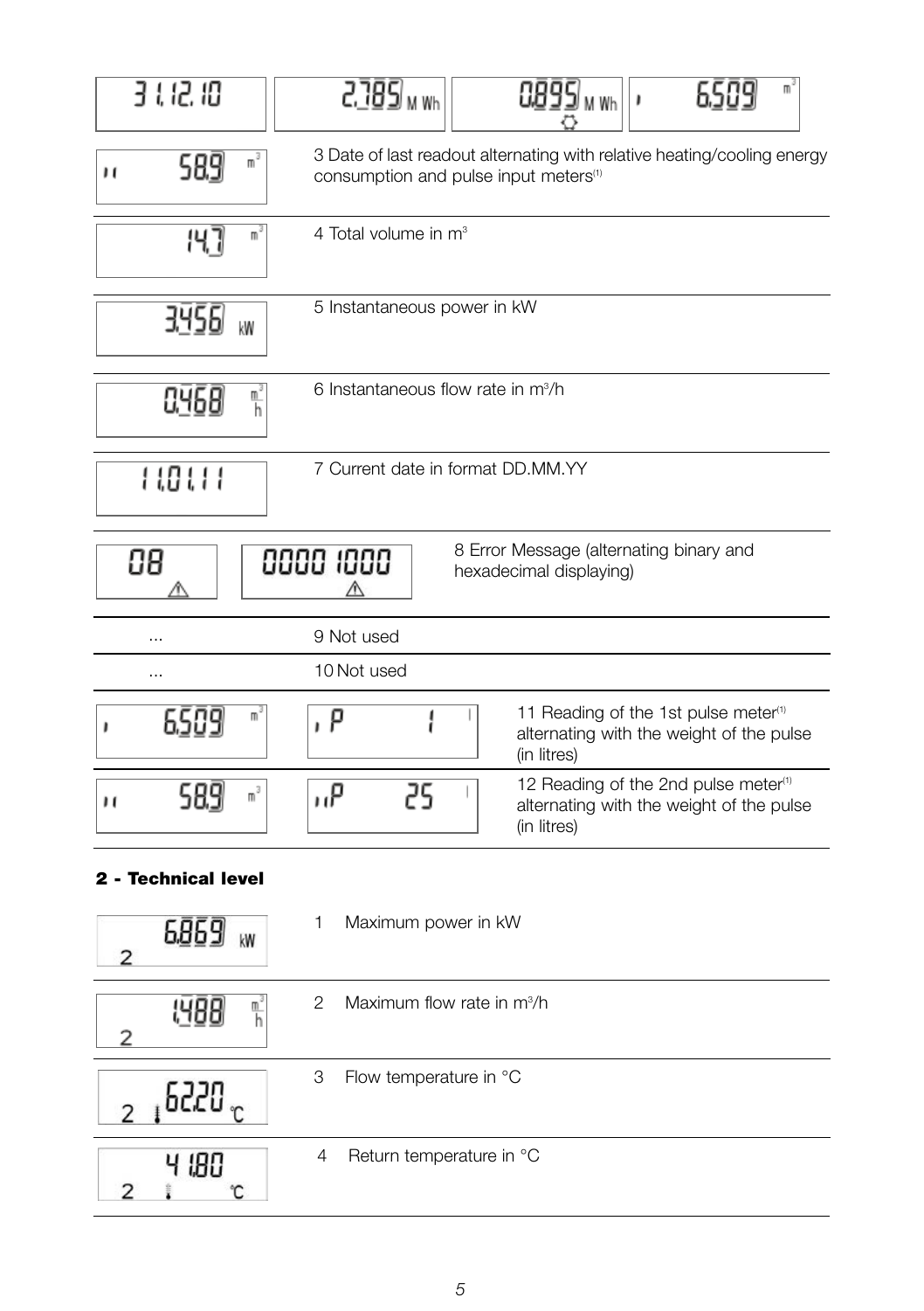| Display | Description |
| --- | --- |
| 31.12.10 / 2.785 MWh / 0.895 MWh / I 6.509 m³ / II 58.9 m³ | 3 Date of last readout alternating with relative heating/cooling energy consumption and pulse input meters(1) |
| 14.7 m³ | 4 Total volume in m³ |
| 3.456 kW | 5 Instantaneous power in kW |
| 0.468 m³/h | 6 Instantaneous flow rate in m³/h |
| 11.01.11 | 7 Current date in format DD.MM.YY |
| 08 / 0000 1000 | 8 Error Message (alternating binary and hexadecimal displaying) |
| ... | 9 Not used |
| ... | 10 Not used |
| I 6.509 m³ / I P 1 l | 11 Reading of the 1st pulse meter(1) alternating with the weight of the pulse (in litres) |
| II 58.9 m³ / II P 25 l | 12 Reading of the 2nd pulse meter(1) alternating with the weight of the pulse (in litres) |

## 2 - Technical level

| Display | Description |
| --- | --- |
| 6.869 kW (2) | 1 Maximum power in kW |
| 1.488 m³/h (2) | 2 Maximum flow rate in m³/h |
| 62.20 °C (2) | 3 Flow temperature in °C |
| 41.80 °C (2) | 4 Return temperature in °C |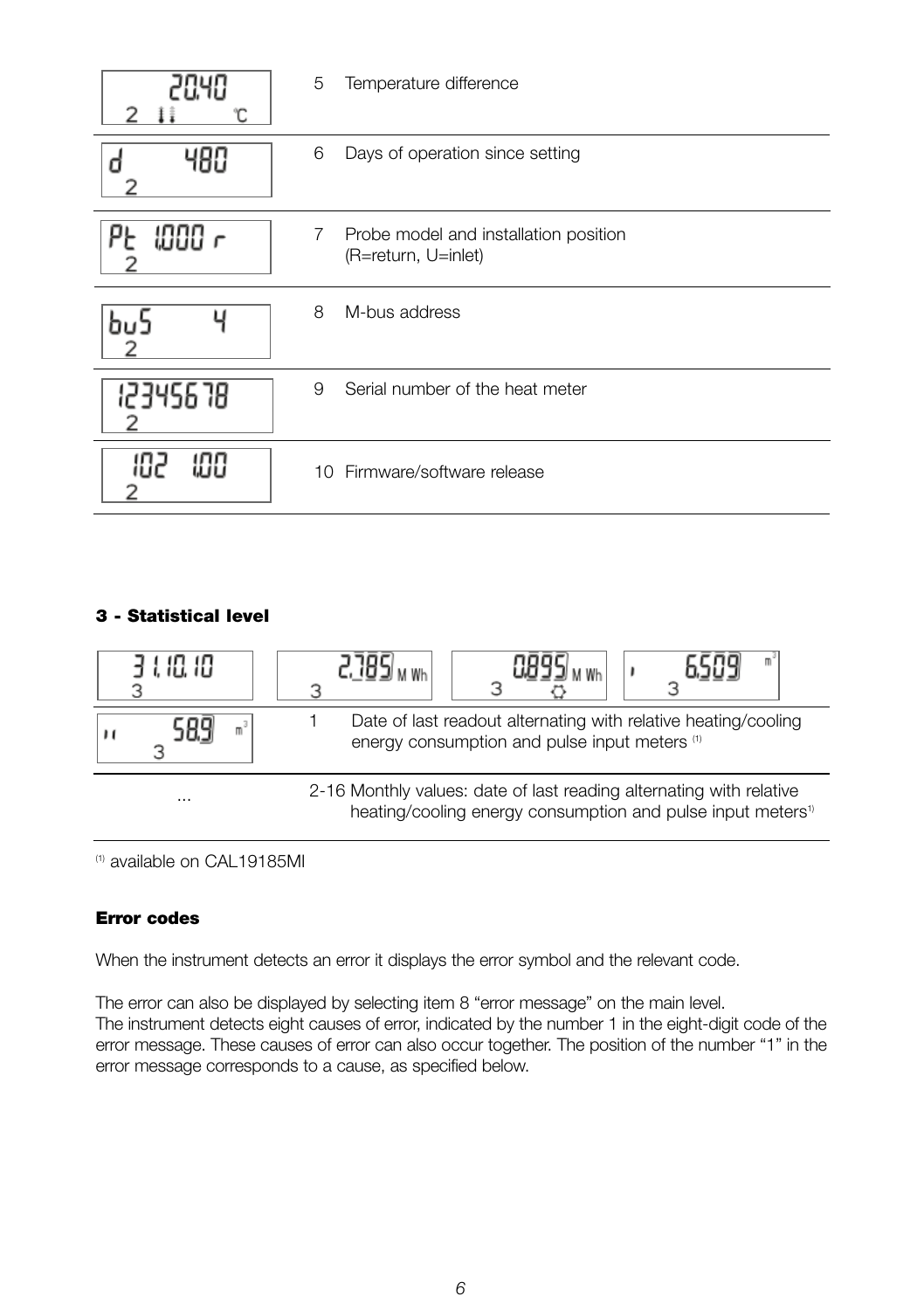| Display | Description |
| --- | --- |
| 20.40 2 °C | 5 Temperature difference |
| d 480 2 | 6 Days of operation since setting |
| Pt 1000 r 2 | 7 Probe model and installation position (R=return, U=inlet) |
| buS 4 2 | 8 M-bus address |
| 12345678 2 | 9 Serial number of the heat meter |
| 102 1.00 2 | 10 Firmware/software release |

### 3 - Statistical level

| Display | Description |
| --- | --- |
| 31.10.10 3 / 2.785 MWh 3 / 0.895 MWh 3 / 6.509 m³ 3 / 58.9 m³ 3 | 1 Date of last readout alternating with relative heating/cooling energy consumption and pulse input meters (1) |
| ... | 2-16 Monthly values: date of last reading alternating with relative heating/cooling energy consumption and pulse input meters(1) |

(1) available on CAL19185MI

#### Error codes

When the instrument detects an error it displays the error symbol and the relevant code.

The error can also be displayed by selecting item 8 “error message” on the main level.
The instrument detects eight causes of error, indicated by the number 1 in the eight-digit code of the error message. These causes of error can also occur together. The position of the number “1” in the error message corresponds to a cause, as specified below.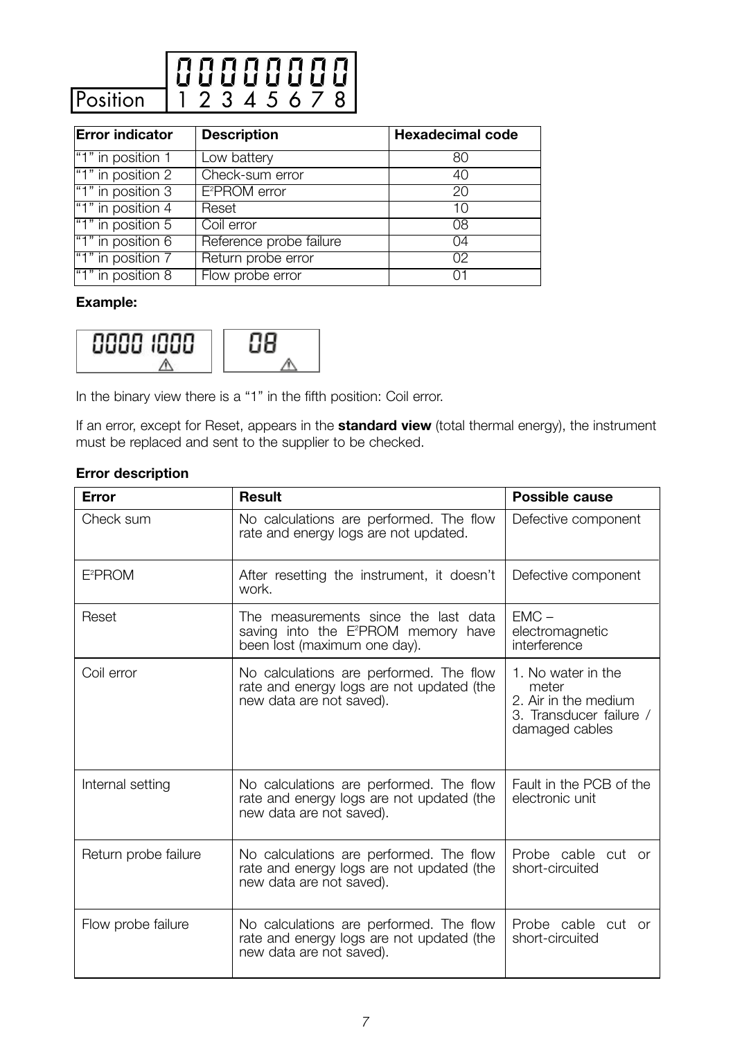| | |
|---|---|
| | 0 0 0 0 0 0 0 0 |
| Position | 1 2 3 4 5 6 7 8 |

| Error indicator | Description | Hexadecimal code |
|---|---|---|
| "1" in position 1 | Low battery | 80 |
| "1" in position 2 | Check-sum error | 40 |
| "1" in position 3 | $E^2$PROM error | 20 |
| "1" in position 4 | Reset | 10 |
| "1" in position 5 | Coil error | 08 |
| "1" in position 6 | Reference probe failure | 04 |
| "1" in position 7 | Return probe error | 02 |
| "1" in position 8 | Flow probe error | 01 |

**Example:**

0000 1000 ⚠    08 ⚠

In the binary view there is a "1" in the fifth position: Coil error.

If an error, except for Reset, appears in the **standard view** (total thermal energy), the instrument must be replaced and sent to the supplier to be checked.

**Error description**

| Error | Result | Possible cause |
|---|---|---|
| Check sum | No calculations are performed. The flow rate and energy logs are not updated. | Defective component |
| $E^2$PROM | After resetting the instrument, it doesn't work. | Defective component |
| Reset | The measurements since the last data saving into the $E^2$PROM memory have been lost (maximum one day). | EMC – electromagnetic interference |
| Coil error | No calculations are performed. The flow rate and energy logs are not updated (the new data are not saved). | 1. No water in the meter<br>2. Air in the medium<br>3. Transducer failure / damaged cables |
| Internal setting | No calculations are performed. The flow rate and energy logs are not updated (the new data are not saved). | Fault in the PCB of the electronic unit |
| Return probe failure | No calculations are performed. The flow rate and energy logs are not updated (the new data are not saved). | Probe cable cut or short-circuited |
| Flow probe failure | No calculations are performed. The flow rate and energy logs are not updated (the new data are not saved). | Probe cable cut or short-circuited |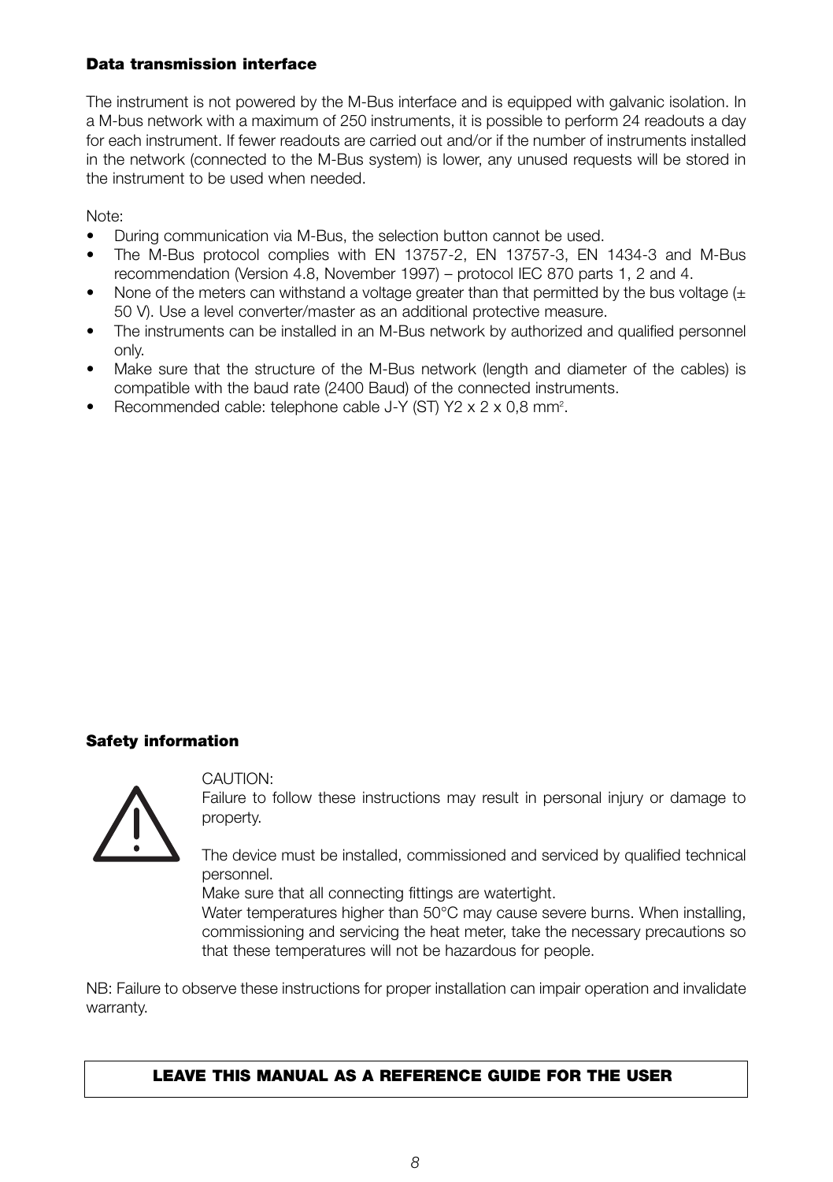### Data transmission interface

The instrument is not powered by the M-Bus interface and is equipped with galvanic isolation. In a M-bus network with a maximum of 250 instruments, it is possible to perform 24 readouts a day for each instrument. If fewer readouts are carried out and/or if the number of instruments installed in the network (connected to the M-Bus system) is lower, any unused requests will be stored in the instrument to be used when needed.

Note:

- During communication via M-Bus, the selection button cannot be used.
- The M-Bus protocol complies with EN 13757-2, EN 13757-3, EN 1434-3 and M-Bus recommendation (Version 4.8, November 1997) – protocol IEC 870 parts 1, 2 and 4.
- None of the meters can withstand a voltage greater than that permitted by the bus voltage (± 50 V). Use a level converter/master as an additional protective measure.
- The instruments can be installed in an M-Bus network by authorized and qualified personnel only.
- Make sure that the structure of the M-Bus network (length and diameter of the cables) is compatible with the baud rate (2400 Baud) of the connected instruments.
- Recommended cable: telephone cable J-Y (ST) Y2 x 2 x 0,8 mm$^2$.

### Safety information

CAUTION:
Failure to follow these instructions may result in personal injury or damage to property.

The device must be installed, commissioned and serviced by qualified technical personnel.
Make sure that all connecting fittings are watertight.
Water temperatures higher than 50°C may cause severe burns. When installing, commissioning and servicing the heat meter, take the necessary precautions so that these temperatures will not be hazardous for people.

NB: Failure to observe these instructions for proper installation can impair operation and invalidate warranty.

**LEAVE THIS MANUAL AS A REFERENCE GUIDE FOR THE USER**